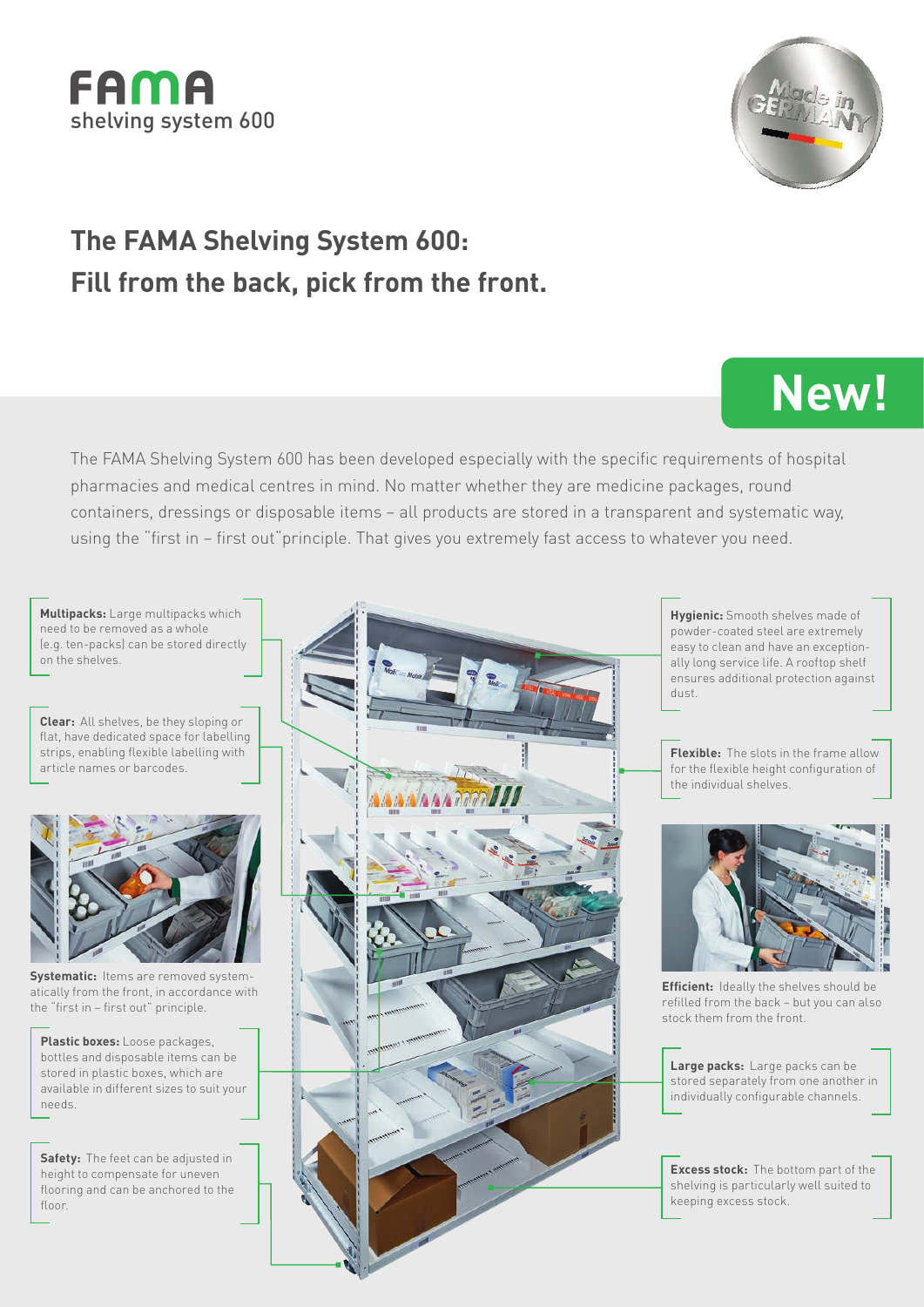**FAMA**
shelving system 600

Made in GERMANY

## The FAMA Shelving System 600: Fill from the back, pick from the front.

**New!**

The FAMA Shelving System 600 has been developed especially with the specific requirements of hospital pharmacies and medical centres in mind. No matter whether they are medicine packages, round containers, dressings or disposable items – all products are stored in a transparent and systematic way, using the "first in – first out"principle. That gives you extremely fast access to whatever you need.

**Multipacks:** Large multipacks which need to be removed as a whole (e.g. ten-packs) can be stored directly on the shelves.

**Clear:** All shelves, be they sloping or flat, have dedicated space for labelling strips, enabling flexible labelling with article names or barcodes.

**Systematic:** Items are removed systematically from the front, in accordance with the "first in – first out" principle.

**Plastic boxes:** Loose packages, bottles and disposable items can be stored in plastic boxes, which are available in different sizes to suit your needs.

**Safety:** The feet can be adjusted in height to compensate for uneven flooring and can be anchored to the floor.

**Hygienic:** Smooth shelves made of powder-coated steel are extremely easy to clean and have an exceptionally long service life. A rooftop shelf ensures additional protection against dust.

**Flexible:** The slots in the frame allow for the flexible height configuration of the individual shelves.

**Efficient:** Ideally the shelves should be refilled from the back – but you can also stock them from the front.

**Large packs:** Large packs can be stored separately from one another in individually configurable channels.

**Excess stock:** The bottom part of the shelving is particularly well suited to keeping excess stock.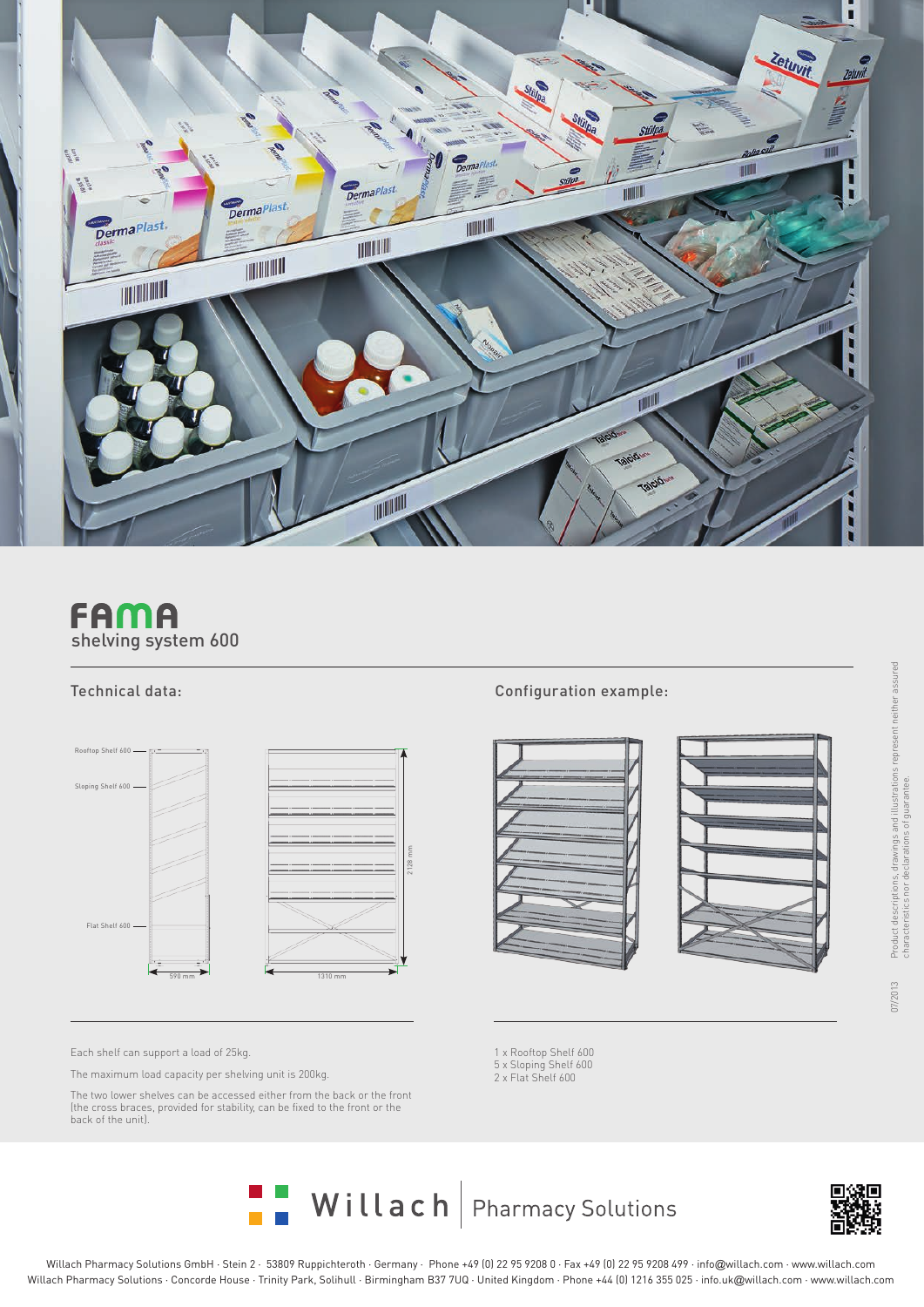# FAMA
shelving system 600

## Technical data:

Rooftop Shelf 600
Sloping Shelf 600
Flat Shelf 600
590 mm
1310 mm
2128 mm

Each shelf can support a load of 25kg.

The maximum load capacity per shelving unit is 200kg.

The two lower shelves can be accessed either from the back or the front (the cross braces, provided for stability, can be fixed to the front or the back of the unit).

## Configuration example:

1 x Rooftop Shelf 600
5 x Sloping Shelf 600
2 x Flat Shelf 600

Product descriptions, drawings and illustrations represent neither assured characteristics nor declarations of guarantee.

07/2013

Willach | Pharmacy Solutions

Willach Pharmacy Solutions GmbH · Stein 2 · 53809 Ruppichteroth · Germany · Phone +49 (0) 22 95 9208 0 · Fax +49 (0) 22 95 9208 499 · info@willach.com · www.willach.com
Willach Pharmacy Solutions · Concorde House · Trinity Park, Solihull · Birmingham B37 7UQ · United Kingdom · Phone +44 (0) 1216 355 025 · info.uk@willach.com · www.willach.com